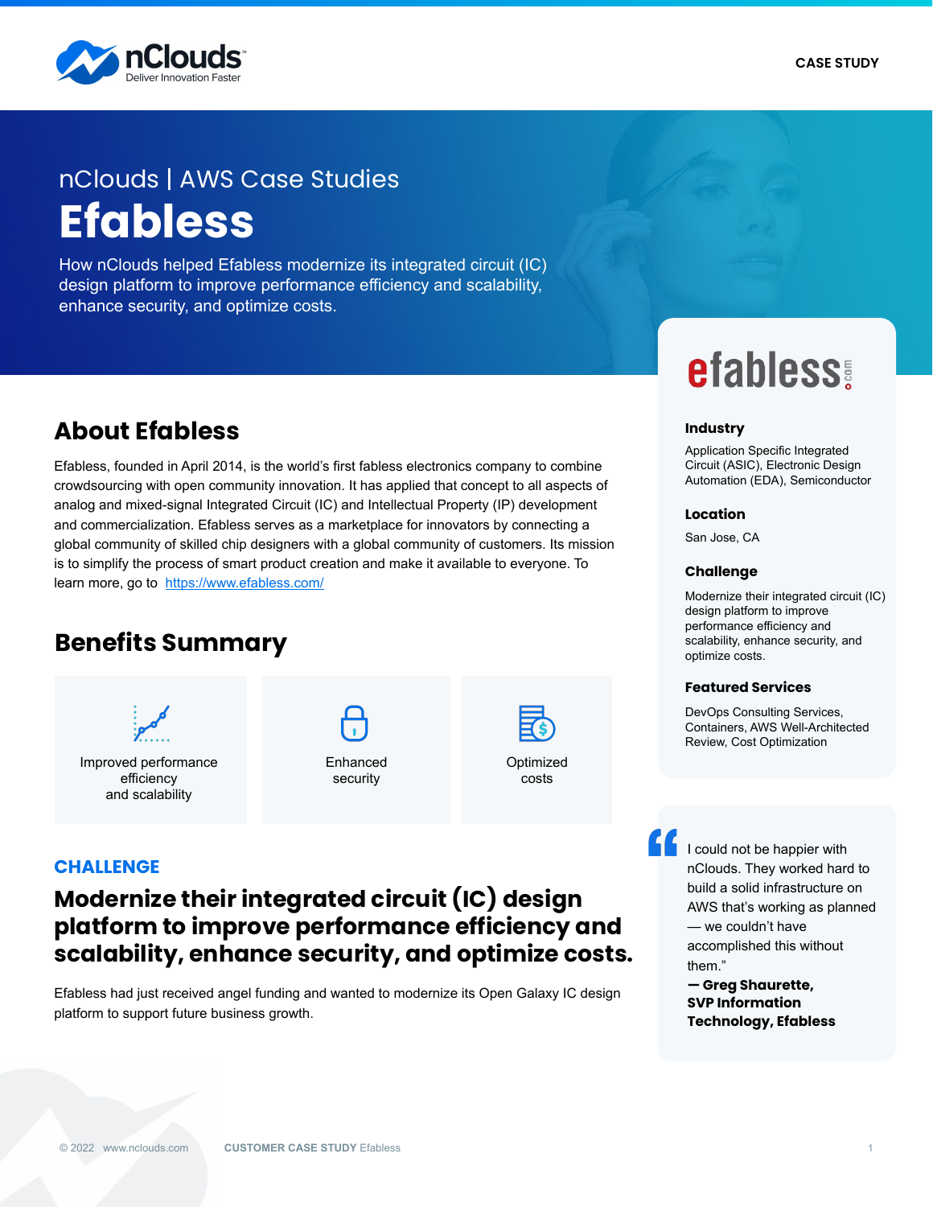CASE STUDY

nClouds | AWS Case Studies

# Efabless

How nCloudsy helped Efabless modernize its integrated circuit (IC) design platform to improve performance efficiency and scalability, enhance security, and optimize costs.

## About Efabless

Efabless, founded in April 2014, is the world's first fabless electronics company to combine crowdsourcing with open community innovation. It has applied that concept to all aspects of analog and mixed-signal Integrated Circuit (IC) and Intellectual Property (IP) development and commercialization. Efabless serves as a marketplace for innovators by connecting a global community of skilled chip designers with a global community of customers. Its mission is to simplify the process of smart product creation and make it available to everyone. To learn more, go to https://www.efabless.com/

## Benefits Summary

- Improved performance efficiency and scalability
- Enhanced security
- Optimized costs

### CHALLENGE

## Modernize their integrated circuit (IC) design platform to improve performance efficiency and scalability, enhance security, and optimize costs.

Efabless had just received angel funding and wanted to modernize its Open Galaxy IC design platform to support future business growth.

efabless.com

**Industry**

Application Specific Integrated Circuit (ASIC), Electronic Design Automation (EDA), Semiconductor

**Location**

San Jose, CA

**Challenge**

Modernize their integrated circuit (IC) design platform to improve performance efficiency and scalability, enhance security, and optimize costs.

**Featured Services**

DevOps Consulting Services, Containers, AWS Well-Architected Review, Cost Optimization

> "I could not be happier with nClouds. They worked hard to build a solid infrastructure on AWS that's working as planned — we couldn't have accomplished this without them."
>
> **— Greg Shaurette, SVP Information Technology, Efabless**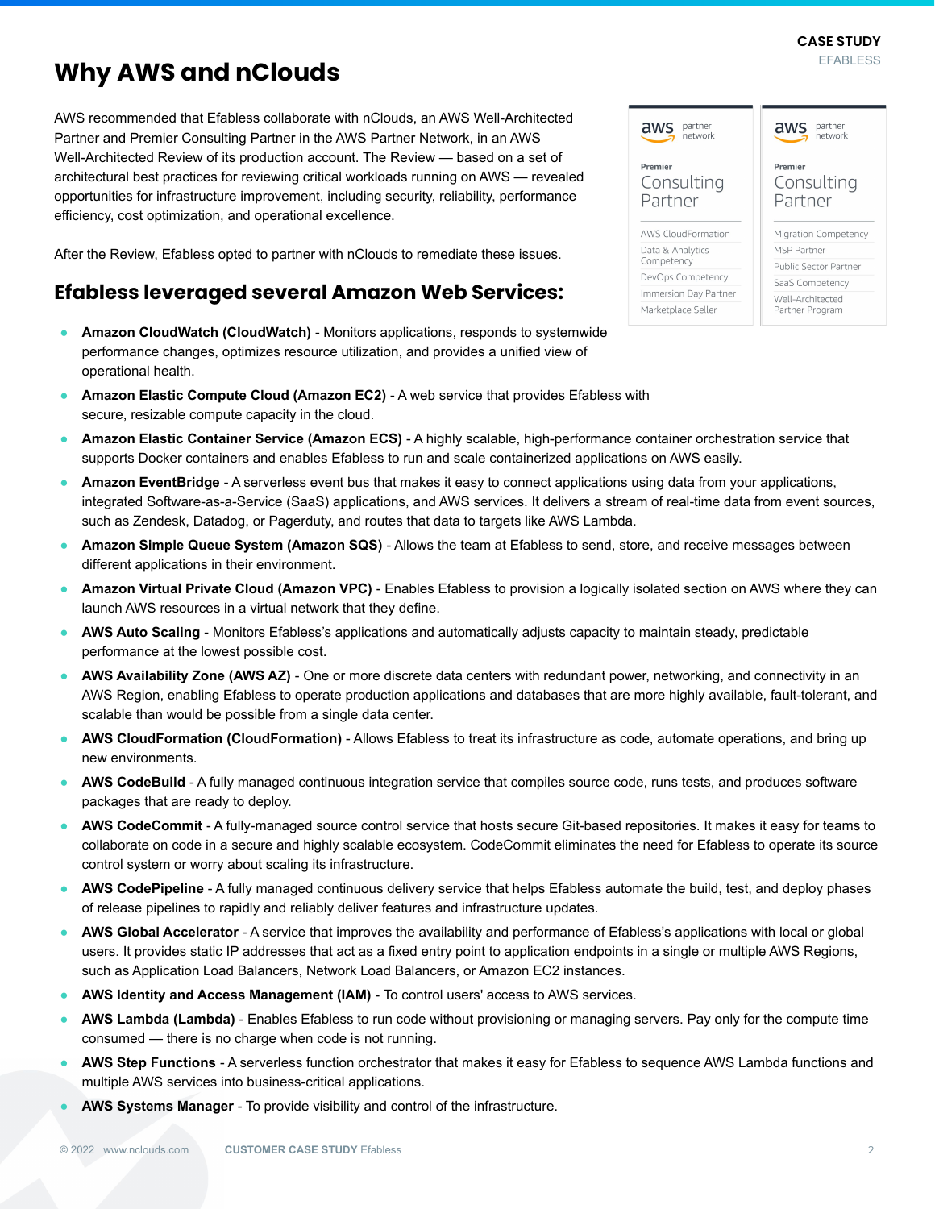# Why AWS and nClouds

AWS recommended that Efabless collaborate with nClouds, an AWS Well-Architected Partner and Premier Consulting Partner in the AWS Partner Network, in an AWS Well-Architected Review of its production account. The Review — based on a set of architectural best practices for reviewing critical workloads running on AWS — revealed opportunities for infrastructure improvement, including security, reliability, performance efficiency, cost optimization, and operational excellence.

After the Review, Efabless opted to partner with nClouds to remediate these issues.

aws partner network — Premier Consulting Partner
- AWS CloudFormation
- Data & Analytics Competency
- DevOps Competency
- Immersion Day Partner
- Marketplace Seller

aws partner network — Premier Consulting Partner
- Migration Competency
- MSP Partner
- Public Sector Partner
- SaaS Competency
- Well-Architected Partner Program

## Efabless leveraged several Amazon Web Services:

- **Amazon CloudWatch (CloudWatch)** - Monitors applications, responds to systemwide performance changes, optimizes resource utilization, and provides a unified view of operational health.
- **Amazon Elastic Compute Cloud (Amazon EC2)** - A web service that provides Efabless with secure, resizable compute capacity in the cloud.
- **Amazon Elastic Container Service (Amazon ECS)** - A highly scalable, high-performance container orchestration service that supports Docker containers and enables Efabless to run and scale containerized applications on AWS easily.
- **Amazon EventBridge** - A serverless event bus that makes it easy to connect applications using data from your applications, integrated Software-as-a-Service (SaaS) applications, and AWS services. It delivers a stream of real-time data from event sources, such as Zendesk, Datadog, or Pagerduty, and routes that data to targets like AWS Lambda.
- **Amazon Simple Queue System (Amazon SQS)** - Allows the team at Efabless to send, store, and receive messages between different applications in their environment.
- **Amazon Virtual Private Cloud (Amazon VPC)** - Enables Efabless to provision a logically isolated section on AWS where they can launch AWS resources in a virtual network that they define.
- **AWS Auto Scaling** - Monitors Efabless's applications and automatically adjusts capacity to maintain steady, predictable performance at the lowest possible cost.
- **AWS Availability Zone (AWS AZ)** - One or more discrete data centers with redundant power, networking, and connectivity in an AWS Region, enabling Efabless to operate production applications and databases that are more highly available, fault-tolerant, and scalable than would be possible from a single data center.
- **AWS CloudFormation (CloudFormation)** - Allows Efabless to treat its infrastructure as code, automate operations, and bring up new environments.
- **AWS CodeBuild** - A fully managed continuous integration service that compiles source code, runs tests, and produces software packages that are ready to deploy.
- **AWS CodeCommit** - A fully-managed source control service that hosts secure Git-based repositories. It makes it easy for teams to collaborate on code in a secure and highly scalable ecosystem. CodeCommit eliminates the need for Efabless to operate its source control system or worry about scaling its infrastructure.
- **AWS CodePipeline** - A fully managed continuous delivery service that helps Efabless automate the build, test, and deploy phases of release pipelines to rapidly and reliably deliver features and infrastructure updates.
- **AWS Global Accelerator** - A service that improves the availability and performance of Efabless's applications with local or global users. It provides static IP addresses that act as a fixed entry point to application endpoints in a single or multiple AWS Regions, such as Application Load Balancers, Network Load Balancers, or Amazon EC2 instances.
- **AWS Identity and Access Management (IAM)** - To control users' access to AWS services.
- **AWS Lambda (Lambda)** - Enables Efabless to run code without provisioning or managing servers. Pay only for the compute time consumed — there is no charge when code is not running.
- **AWS Step Functions** - A serverless function orchestrator that makes it easy for Efabless to sequence AWS Lambda functions and multiple AWS services into business-critical applications.
- **AWS Systems Manager** - To provide visibility and control of the infrastructure.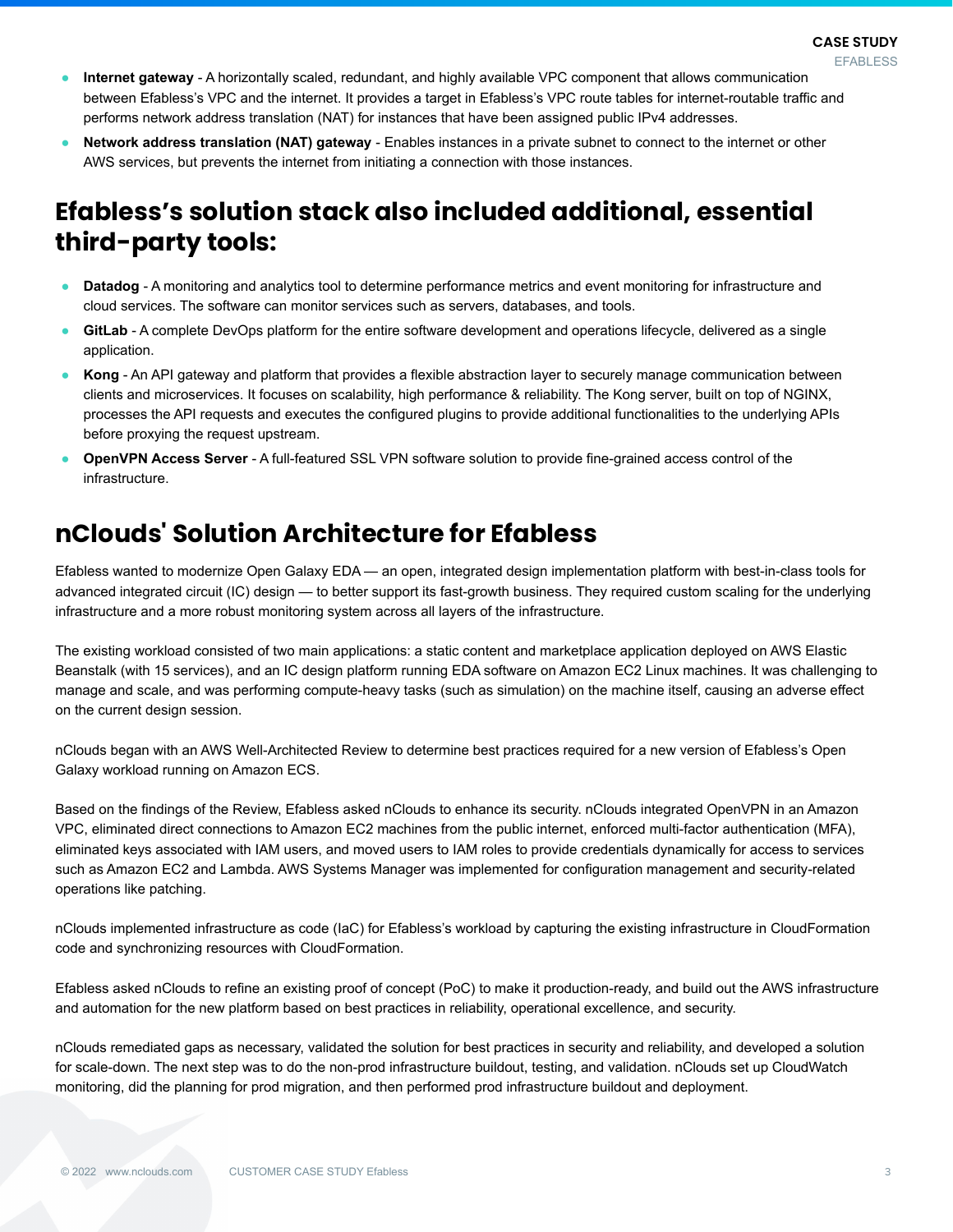- **Internet gateway** - A horizontally scaled, redundant, and highly available VPC component that allows communication between Efabless's VPC and the internet. It provides a target in Efabless's VPC route tables for internet-routable traffic and performs network address translation (NAT) for instances that have been assigned public IPv4 addresses.
- **Network address translation (NAT) gateway** - Enables instances in a private subnet to connect to the internet or other AWS services, but prevents the internet from initiating a connection with those instances.

## Efabless's solution stack also included additional, essential third-party tools:

- **Datadog** - A monitoring and analytics tool to determine performance metrics and event monitoring for infrastructure and cloud services. The software can monitor services such as servers, databases, and tools.
- **GitLab** - A complete DevOps platform for the entire software development and operations lifecycle, delivered as a single application.
- **Kong** - An API gateway and platform that provides a flexible abstraction layer to securely manage communication between clients and microservices. It focuses on scalability, high performance & reliability. The Kong server, built on top of NGINX, processes the API requests and executes the configured plugins to provide additional functionalities to the underlying APIs before proxying the request upstream.
- **OpenVPN Access Server** - A full-featured SSL VPN software solution to provide fine-grained access control of the infrastructure.

## nClouds' Solution Architecture for Efabless

Efabless wanted to modernize Open Galaxy EDA — an open, integrated design implementation platform with best-in-class tools for advanced integrated circuit (IC) design — to better support its fast-growth business. They required custom scaling for the underlying infrastructure and a more robust monitoring system across all layers of the infrastructure.

The existing workload consisted of two main applications: a static content and marketplace application deployed on AWS Elastic Beanstalk (with 15 services), and an IC design platform running EDA software on Amazon EC2 Linux machines. It was challenging to manage and scale, and was performing compute-heavy tasks (such as simulation) on the machine itself, causing an adverse effect on the current design session.

nClouds began with an AWS Well-Architected Review to determine best practices required for a new version of Efabless's Open Galaxy workload running on Amazon ECS.

Based on the findings of the Review, Efabless asked nClouds to enhance its security. nClouds integrated OpenVPN in an Amazon VPC, eliminated direct connections to Amazon EC2 machines from the public internet, enforced multi-factor authentication (MFA), eliminated keys associated with IAM users, and moved users to IAM roles to provide credentials dynamically for access to services such as Amazon EC2 and Lambda. AWS Systems Manager was implemented for configuration management and security-related operations like patching.

nClouds implemented infrastructure as code (IaC) for Efabless's workload by capturing the existing infrastructure in CloudFormation code and synchronizing resources with CloudFormation.

Efabless asked nClouds to refine an existing proof of concept (PoC) to make it production-ready, and build out the AWS infrastructure and automation for the new platform based on best practices in reliability, operational excellence, and security.

nClouds remediated gaps as necessary, validated the solution for best practices in security and reliability, and developed a solution for scale-down. The next step was to do the non-prod infrastructure buildout, testing, and validation. nClouds set up CloudWatch monitoring, did the planning for prod migration, and then performed prod infrastructure buildout and deployment.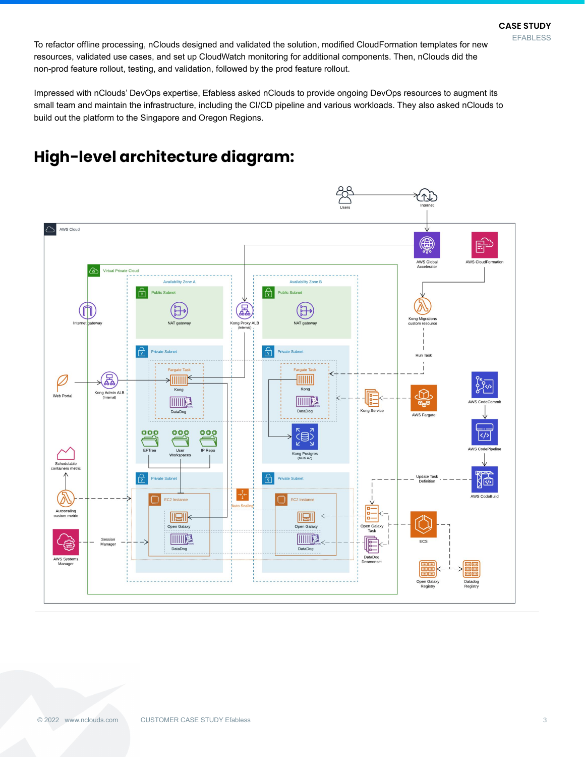To refactor offline processing, nClouds designed and validated the solution, modified CloudFormation templates for new resources, validated use cases, and set up CloudWatch monitoring for additional components. Then, nClouds did the non-prod feature rollout, testing, and validation, followed by the prod feature rollout.

Impressed with nClouds' DevOps expertise, Efabless asked nClouds to provide ongoing DevOps resources to augment its small team and maintain the infrastructure, including the CI/CD pipeline and various workloads. They also asked nClouds to build out the platform to the Singapore and Oregon Regions.

## High-level architecture diagram: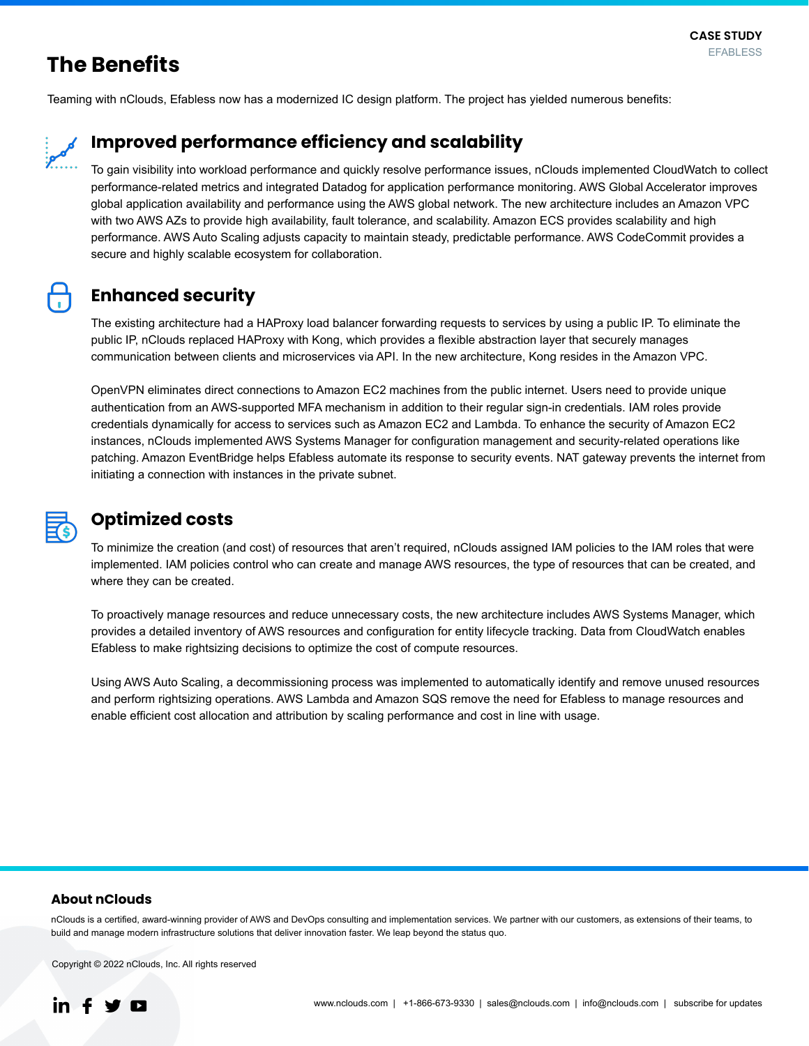# The Benefits

Teaming with nClouds, Efabless now has a modernized IC design platform. The project has yielded numerous benefits:

## Improved performance efficiency and scalability

To gain visibility into workload performance and quickly resolve performance issues, nClouds implemented CloudWatch to collect performance-related metrics and integrated Datadog for application performance monitoring. AWS Global Accelerator improves global application availability and performance using the AWS global network. The new architecture includes an Amazon VPC with two AWS AZs to provide high availability, fault tolerance, and scalability. Amazon ECS provides scalability and high performance. AWS Auto Scaling adjusts capacity to maintain steady, predictable performance. AWS CodeCommit provides a secure and highly scalable ecosystem for collaboration.

## Enhanced security

The existing architecture had a HAProxy load balancer forwarding requests to services by using a public IP. To eliminate the public IP, nClouds replaced HAProxy with Kong, which provides a flexible abstraction layer that securely manages communication between clients and microservices via API. In the new architecture, Kong resides in the Amazon VPC.

OpenVPN eliminates direct connections to Amazon EC2 machines from the public internet. Users need to provide unique authentication from an AWS-supported MFA mechanism in addition to their regular sign-in credentials. IAM roles provide credentials dynamically for access to services such as Amazon EC2 and Lambda. To enhance the security of Amazon EC2 instances, nClouds implemented AWS Systems Manager for configuration management and security-related operations like patching. Amazon EventBridge helps Efabless automate its response to security events. NAT gateway prevents the internet from initiating a connection with instances in the private subnet.

## Optimized costs

To minimize the creation (and cost) of resources that aren't required, nClouds assigned IAM policies to the IAM roles that were implemented. IAM policies control who can create and manage AWS resources, the type of resources that can be created, and where they can be created.

To proactively manage resources and reduce unnecessary costs, the new architecture includes AWS Systems Manager, which provides a detailed inventory of AWS resources and configuration for entity lifecycle tracking. Data from CloudWatch enables Efabless to make rightsizing decisions to optimize the cost of compute resources.

Using AWS Auto Scaling, a decommissioning process was implemented to automatically identify and remove unused resources and perform rightsizing operations. AWS Lambda and Amazon SQS remove the need for Efabless to manage resources and enable efficient cost allocation and attribution by scaling performance and cost in line with usage.

### About nClouds

nClouds is a certified, award-winning provider of AWS and DevOps consulting and implementation services. We partner with our customers, as extensions of their teams, to build and manage modern infrastructure solutions that deliver innovation faster. We leap beyond the status quo.

Copyright © 2022 nClouds, Inc. All rights reserved

www.nclouds.com | +1-866-673-9330 | sales@nclouds.com | info@nclouds.com | subscribe for updates